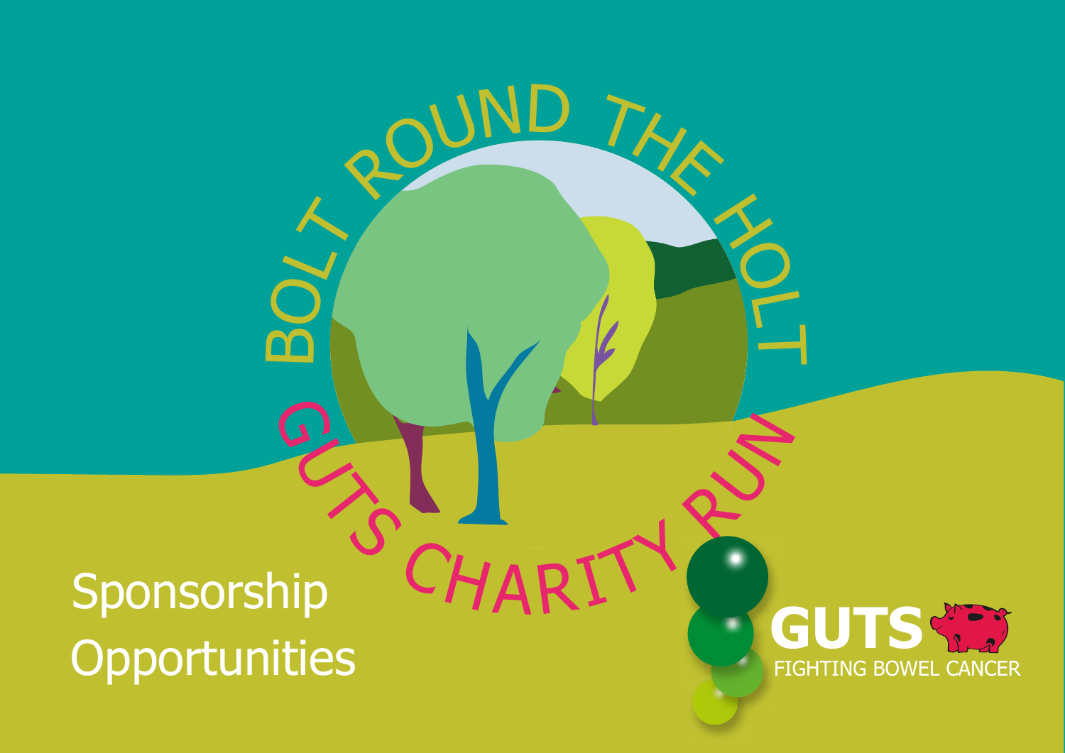# BOLT ROUND THE HOLT

## GUTS CHARITY RUN

Sponsorship Opportunities

GUTS
FIGHTING BOWEL CANCER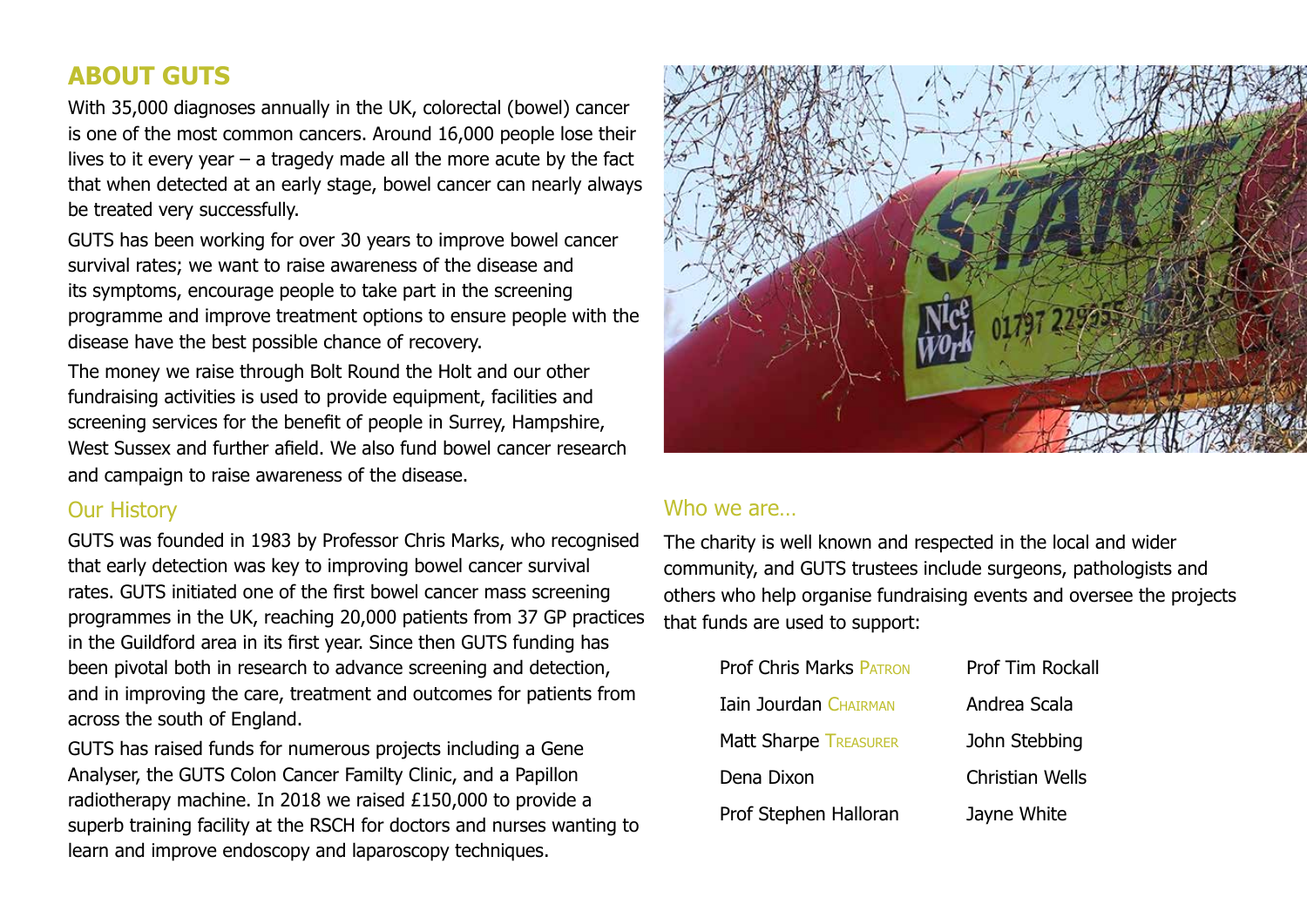# ABOUT GUTS

With 35,000 diagnoses annually in the UK, colorectal (bowel) cancer is one of the most common cancers. Around 16,000 people lose their lives to it every year – a tragedy made all the more acute by the fact that when detected at an early stage, bowel cancer can nearly always be treated very successfully.

GUTS has been working for over 30 years to improve bowel cancer survival rates; we want to raise awareness of the disease and its symptoms, encourage people to take part in the screening programme and improve treatment options to ensure people with the disease have the best possible chance of recovery.

The money we raise through Bolt Round the Holt and our other fundraising activities is used to provide equipment, facilities and screening services for the benefit of people in Surrey, Hampshire, West Sussex and further afield. We also fund bowel cancer research and campaign to raise awareness of the disease.

## Our History

GUTS was founded in 1983 by Professor Chris Marks, who recognised that early detection was key to improving bowel cancer survival rates. GUTS initiated one of the first bowel cancer mass screening programmes in the UK, reaching 20,000 patients from 37 GP practices in the Guildford area in its first year. Since then GUTS funding has been pivotal both in research to advance screening and detection, and in improving the care, treatment and outcomes for patients from across the south of England.

GUTS has raised funds for numerous projects including a Gene Analyser, the GUTS Colon Cancer Familty Clinic, and a Papillon radiotherapy machine. In 2018 we raised £150,000 to provide a superb training facility at the RSCH for doctors and nurses wanting to learn and improve endoscopy and laparoscopy techniques.

## Who we are…

The charity is well known and respected in the local and wider community, and GUTS trustees include surgeons, pathologists and others who help organise fundraising events and oversee the projects that funds are used to support:

- Prof Chris Marks PATRON
- Iain Jourdan CHAIRMAN
- Matt Sharpe TREASURER
- Dena Dixon
- Prof Stephen Halloran
- Prof Tim Rockall
- Andrea Scala
- John Stebbing
- Christian Wells
- Jayne White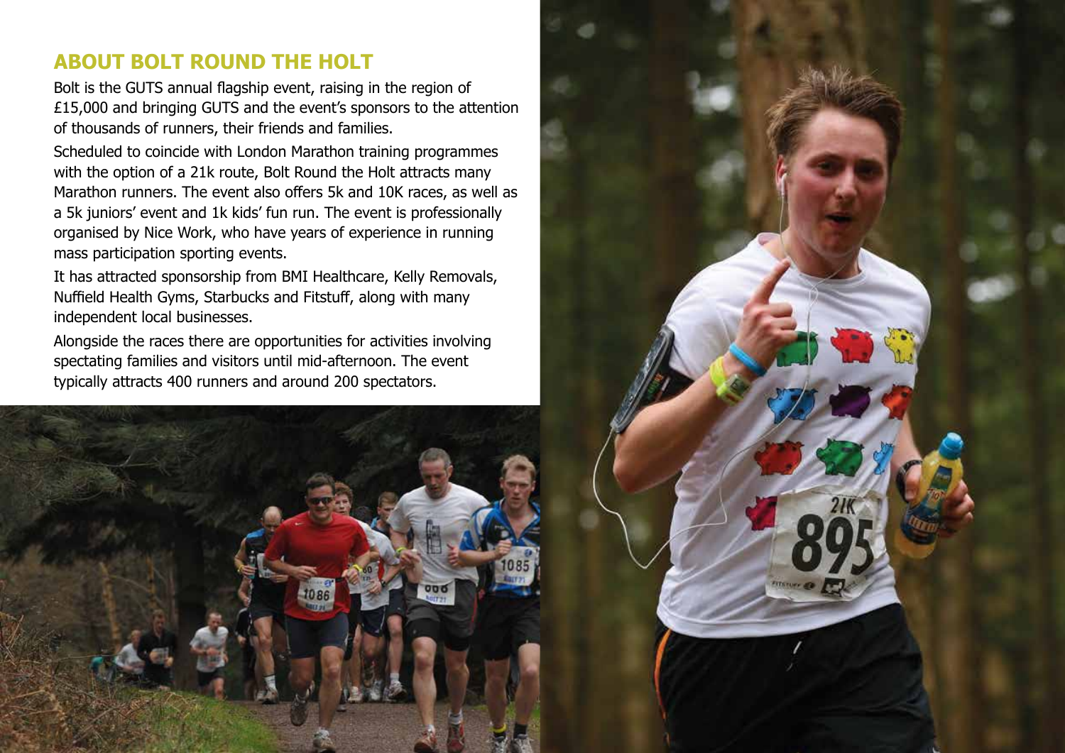## ABOUT BOLT ROUND THE HOLT

Bolt is the GUTS annual flagship event, raising in the region of £15,000 and bringing GUTS and the event's sponsors to the attention of thousands of runners, their friends and families.

Scheduled to coincide with London Marathon training programmes with the option of a 21k route, Bolt Round the Holt attracts many Marathon runners. The event also offers 5k and 10K races, as well as a 5k juniors' event and 1k kids' fun run. The event is professionally organised by Nice Work, who have years of experience in running mass participation sporting events.

It has attracted sponsorship from BMI Healthcare, Kelly Removals, Nuffield Health Gyms, Starbucks and Fitstuff, along with many independent local businesses.

Alongside the races there are opportunities for activities involving spectating families and visitors until mid-afternoon. The event typically attracts 400 runners and around 200 spectators.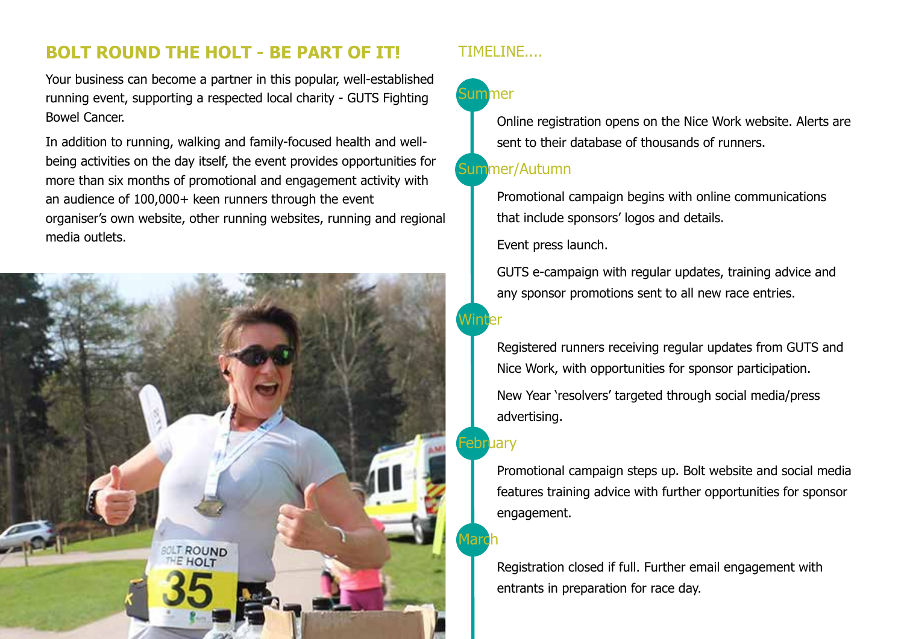## BOLT ROUND THE HOLT - BE PART OF IT!

Your business can become a partner in this popular, well-established running event, supporting a respected local charity - GUTS Fighting Bowel Cancer.

In addition to running, walking and family-focused health and well-being activities on the day itself, the event provides opportunities for more than six months of promotional and engagement activity with an audience of 100,000+ keen runners through the event organiser's own website, other running websites, running and regional media outlets.

## TIMELINE....

### Summer

Online registration opens on the Nice Work website. Alerts are sent to their database of thousands of runners.

### Summer/Autumn

Promotional campaign begins with online communications that include sponsors' logos and details.

Event press launch.

GUTS e-campaign with regular updates, training advice and any sponsor promotions sent to all new race entries.

### Winter

Registered runners receiving regular updates from GUTS and Nice Work, with opportunities for sponsor participation.

New Year 'resolvers' targeted through social media/press advertising.

### February

Promotional campaign steps up. Bolt website and social media features training advice with further opportunities for sponsor engagement.

### March

Registration closed if full. Further email engagement with entrants in preparation for race day.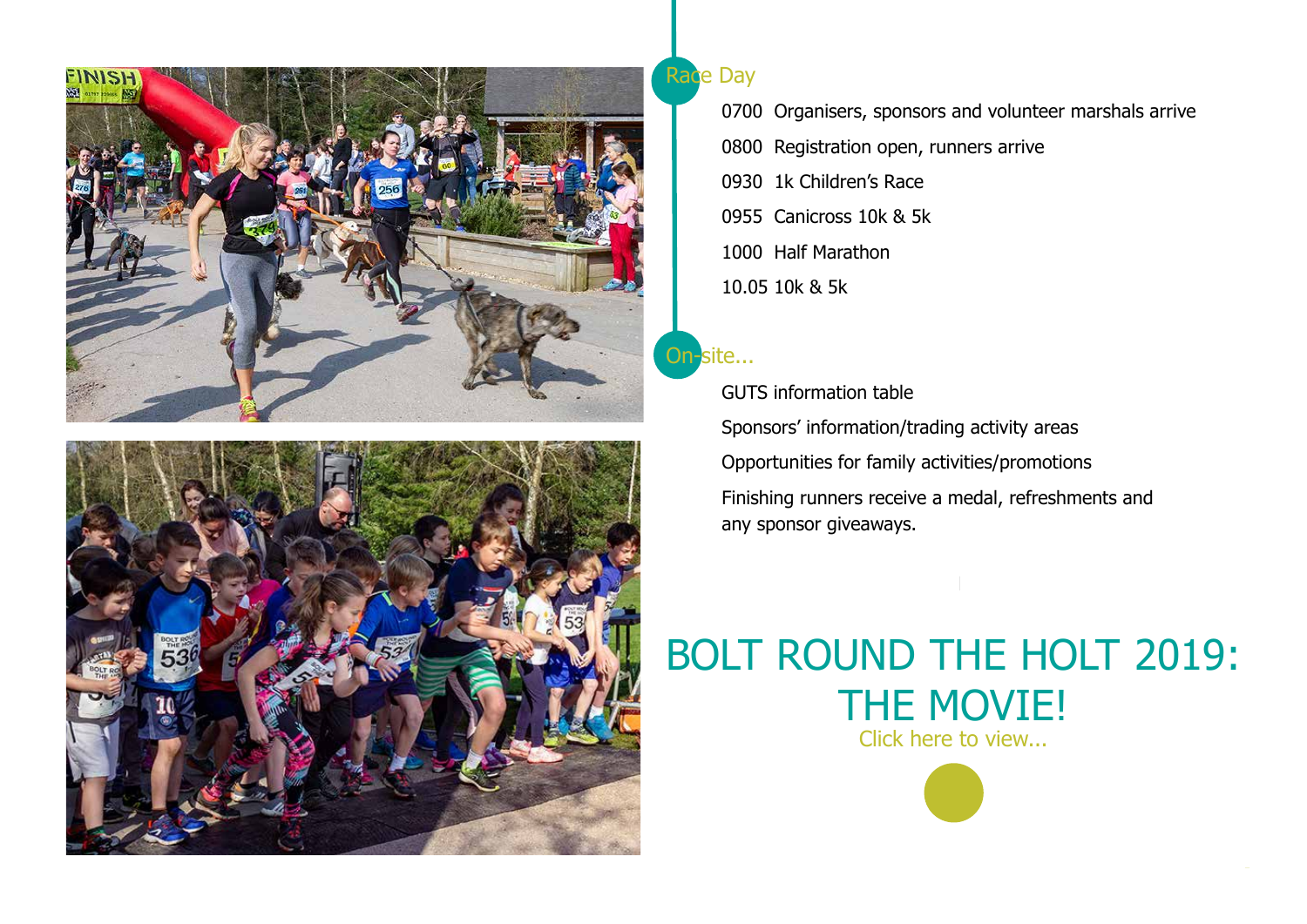## Race Day

0700 Organisers, sponsors and volunteer marshals arrive

0800 Registration open, runners arrive

0930 1k Children's Race

0955 Canicross 10k & 5k

1000 Half Marathon

10.05 10k & 5k

## On-site...

GUTS information table

Sponsors' information/trading activity areas

Opportunities for family activities/promotions

Finishing runners receive a medal, refreshments and any sponsor giveaways.

# BOLT ROUND THE HOLT 2019: THE MOVIE!

Click here to view...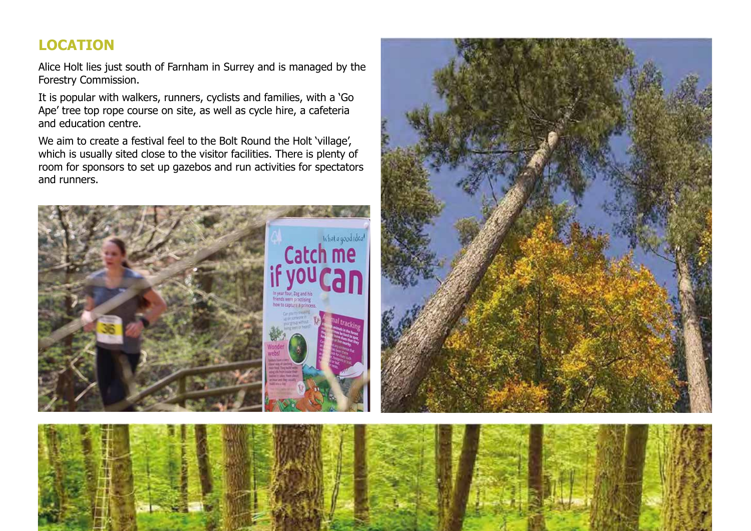## LOCATION

Alice Holt lies just south of Farnham in Surrey and is managed by the Forestry Commission.

It is popular with walkers, runners, cyclists and families, with a 'Go Ape' tree top rope course on site, as well as cycle hire, a cafeteria and education centre.

We aim to create a festival feel to the Bolt Round the Holt 'village', which is usually sited close to the visitor facilities. There is plenty of room for sponsors to set up gazebos and run activities for spectators and runners.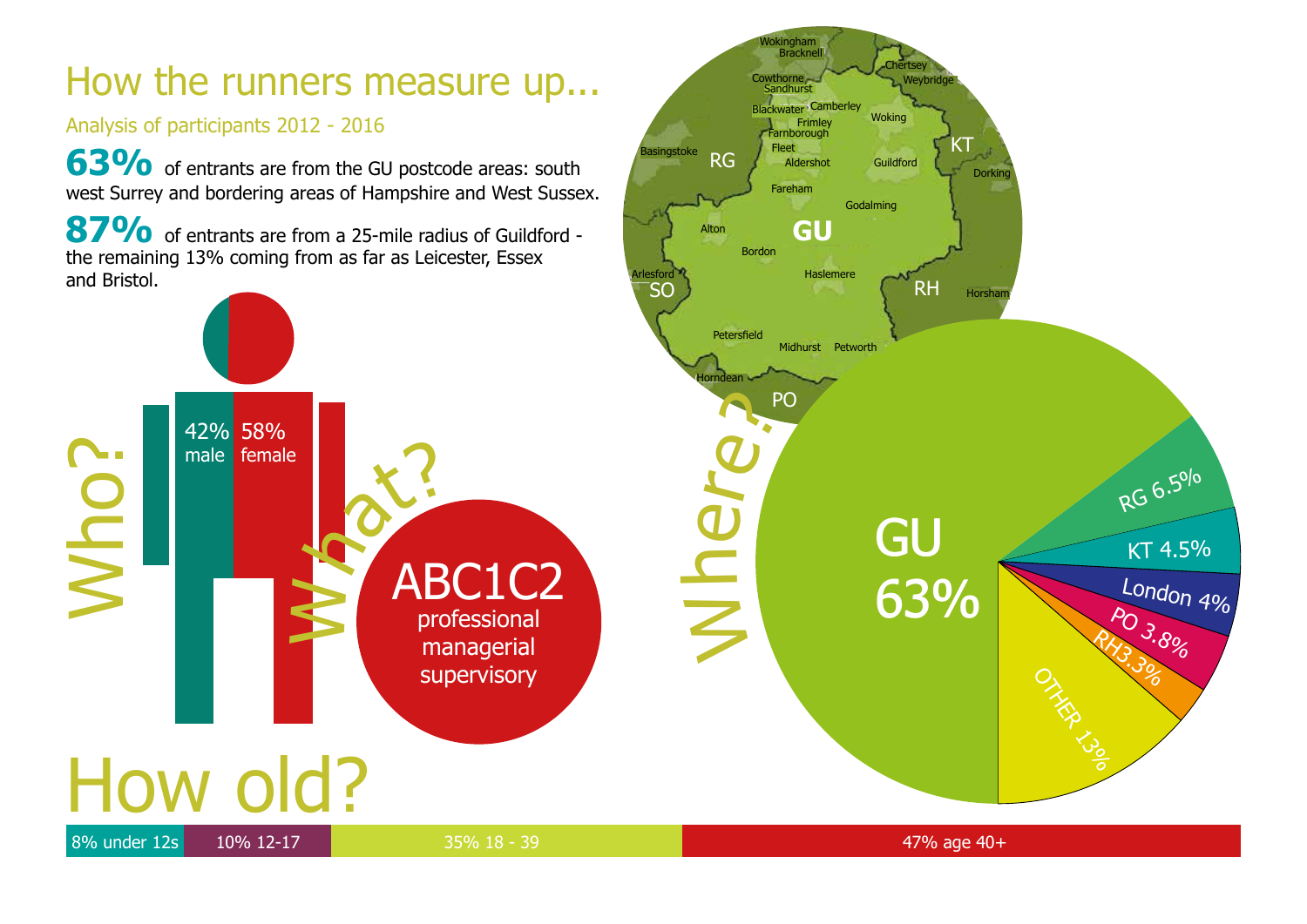# How the runners measure up...

Analysis of participants 2012 - 2016

**63%** of entrants are from the GU postcode areas: south west Surrey and bordering areas of Hampshire and West Sussex.

**87%** of entrants are from a 25-mile radius of Guildford - the remaining 13% coming from as far as Leicester, Essex and Bristol.

## Who?

42% male
58% female

## What?

ABC1C2
professional
managerial
supervisory

## Where?

GU 63%
RG 6.5%
KT 4.5%
London 4%
PO 3.8%
RH 3.3%
OTHER 13%

## How old?

| 8% under 12s | 10% 12-17 | 35% 18 - 39 | 47% age 40+ |
| --- | --- | --- | --- |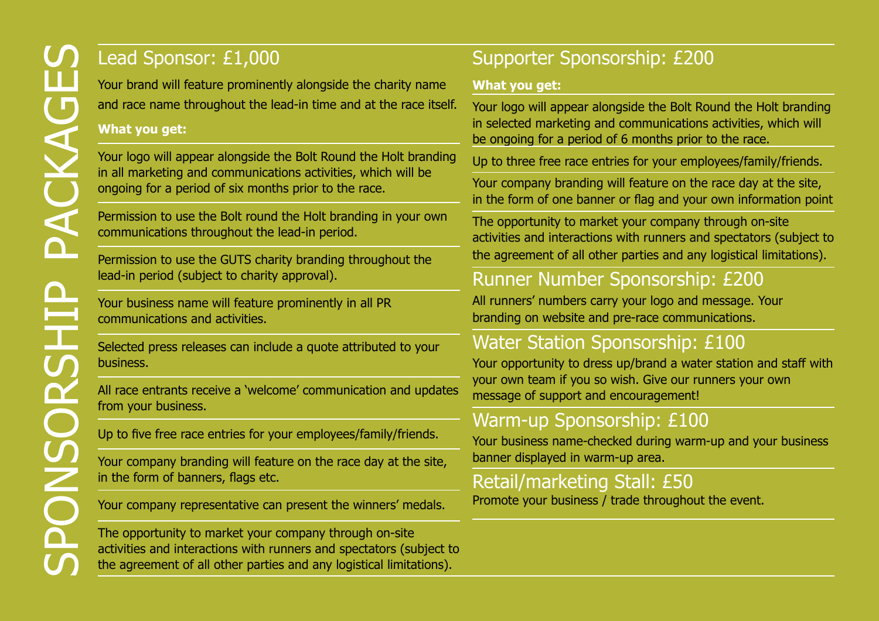# SPONSORSHIP PACKAGES

## Lead Sponsor: £1,000

Your brand will feature prominently alongside the charity name and race name throughout the lead-in time and at the race itself.

**What you get:**

Your logo will appear alongside the Bolt Round the Holt branding in all marketing and communications activities, which will be ongoing for a period of six months prior to the race.

Permission to use the Bolt round the Holt branding in your own communications throughout the lead-in period.

Permission to use the GUTS charity branding throughout the lead-in period (subject to charity approval).

Your business name will feature prominently in all PR communications and activities.

Selected press releases can include a quote attributed to your business.

All race entrants receive a 'welcome' communication and updates from your business.

Up to five free race entries for your employees/family/friends.

Your company branding will feature on the race day at the site, in the form of banners, flags etc.

Your company representative can present the winners' medals.

The opportunity to market your company through on-site activities and interactions with runners and spectators (subject to the agreement of all other parties and any logistical limitations).

## Supporter Sponsorship: £200

**What you get:**

Your logo will appear alongside the Bolt Round the Holt branding in selected marketing and communications activities, which will be ongoing for a period of 6 months prior to the race.

Up to three free race entries for your employees/family/friends.

Your company branding will feature on the race day at the site, in the form of one banner or flag and your own information point

The opportunity to market your company through on-site activities and interactions with runners and spectators (subject to the agreement of all other parties and any logistical limitations).

## Runner Number Sponsorship: £200

All runners' numbers carry your logo and message. Your branding on website and pre-race communications.

## Water Station Sponsorship: £100

Your opportunity to dress up/brand a water station and staff with your own team if you so wish. Give our runners your own message of support and encouragement!

## Warm-up Sponsorship: £100

Your business name-checked during warm-up and your business banner displayed in warm-up area.

## Retail/marketing Stall: £50

Promote your business / trade throughout the event.